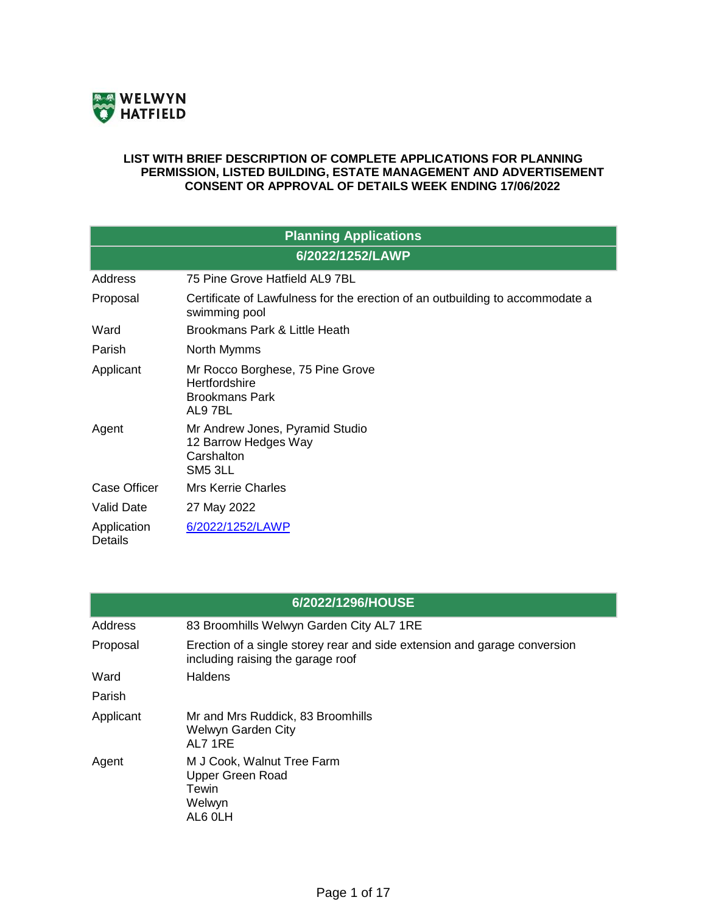WELWYN HATFIELD

**LIST WITH BRIEF DESCRIPTION OF COMPLETE APPLICATIONS FOR PLANNING PERMISSION, LISTED BUILDING, ESTATE MANAGEMENT AND ADVERTISEMENT CONSENT OR APPROVAL OF DETAILS WEEK ENDING 17/06/2022**

## Planning Applications

### 6/2022/1252/LAWP

| | |
|---|---|
| Address | 75 Pine Grove Hatfield AL9 7BL |
| Proposal | Certificate of Lawfulness for the erection of an outbuilding to accommodate a swimming pool |
| Ward | Brookmans Park & Little Heath |
| Parish | North Mymms |
| Applicant | Mr Rocco Borghese, 75 Pine Grove<br>Hertfordshire<br>Brookmans Park<br>AL9 7BL |
| Agent | Mr Andrew Jones, Pyramid Studio<br>12 Barrow Hedges Way<br>Carshalton<br>SM5 3LL |
| Case Officer | Mrs Kerrie Charles |
| Valid Date | 27 May 2022 |
| Application Details | 6/2022/1252/LAWP |

### 6/2022/1296/HOUSE

| | |
|---|---|
| Address | 83 Broomhills Welwyn Garden City AL7 1RE |
| Proposal | Erection of a single storey rear and side extension and garage conversion including raising the garage roof |
| Ward | Haldens |
| Parish | |
| Applicant | Mr and Mrs Ruddick, 83 Broomhills<br>Welwyn Garden City<br>AL7 1RE |
| Agent | M J Cook, Walnut Tree Farm<br>Upper Green Road<br>Tewin<br>Welwyn<br>AL6 0LH |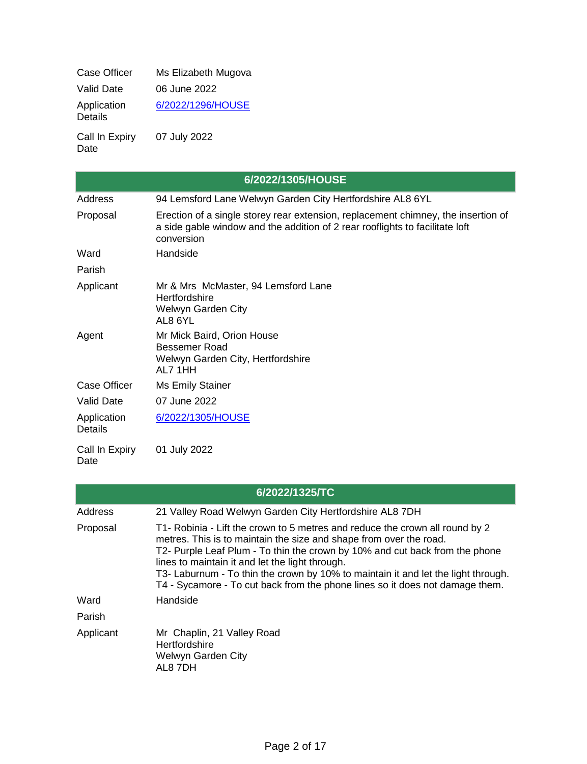| | |
|---|---|
| Case Officer | Ms Elizabeth Mugova |
| Valid Date | 06 June 2022 |
| Application Details | 6/2022/1296/HOUSE |
| Call In Expiry Date | 07 July 2022 |

| 6/2022/1305/HOUSE | |
|---|---|
| Address | 94 Lemsford Lane Welwyn Garden City Hertfordshire AL8 6YL |
| Proposal | Erection of a single storey rear extension, replacement chimney, the insertion of a side gable window and the addition of 2 rear rooflights to facilitate loft conversion |
| Ward | Handside |
| Parish | |
| Applicant | Mr & Mrs McMaster, 94 Lemsford Lane<br>Hertfordshire<br>Welwyn Garden City<br>AL8 6YL |
| Agent | Mr Mick Baird, Orion House<br>Bessemer Road<br>Welwyn Garden City, Hertfordshire<br>AL7 1HH |
| Case Officer | Ms Emily Stainer |
| Valid Date | 07 June 2022 |
| Application Details | 6/2022/1305/HOUSE |
| Call In Expiry Date | 01 July 2022 |

| 6/2022/1325/TC | |
|---|---|
| Address | 21 Valley Road Welwyn Garden City Hertfordshire AL8 7DH |
| Proposal | T1- Robinia - Lift the crown to 5 metres and reduce the crown all round by 2 metres. This is to maintain the size and shape from over the road.<br>T2- Purple Leaf Plum - To thin the crown by 10% and cut back from the phone lines to maintain it and let the light through.<br>T3- Laburnum - To thin the crown by 10% to maintain it and let the light through.<br>T4 - Sycamore - To cut back from the phone lines so it does not damage them. |
| Ward | Handside |
| Parish | |
| Applicant | Mr Chaplin, 21 Valley Road<br>Hertfordshire<br>Welwyn Garden City<br>AL8 7DH |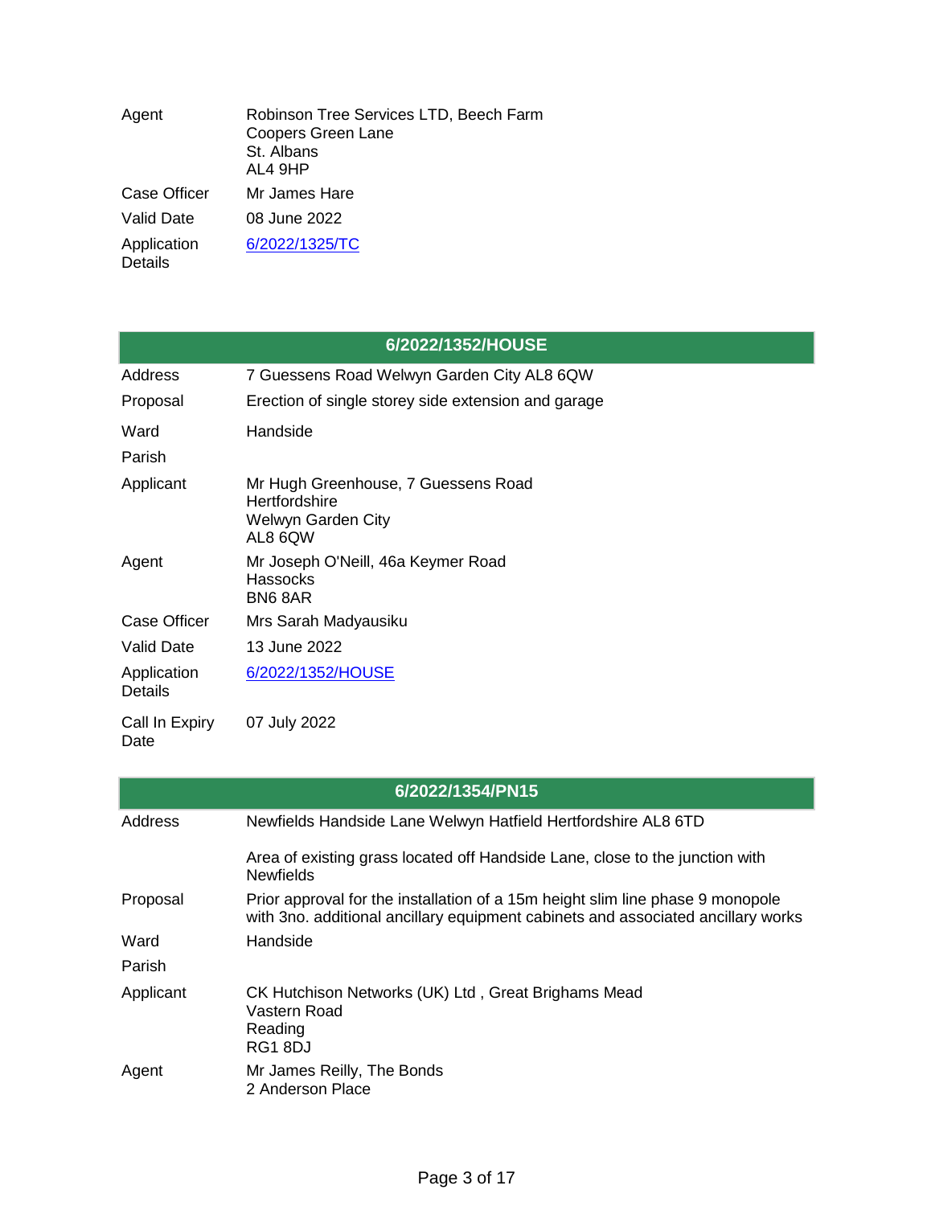| | |
|---|---|
| Agent | Robinson Tree Services LTD, Beech Farm<br>Coopers Green Lane<br>St. Albans<br>AL4 9HP |
| Case Officer | Mr James Hare |
| Valid Date | 08 June 2022 |
| Application Details | 6/2022/1325/TC |

## 6/2022/1352/HOUSE

| | |
|---|---|
| Address | 7 Guessens Road Welwyn Garden City AL8 6QW |
| Proposal | Erection of single storey side extension and garage |
| Ward | Handside |
| Parish | |
| Applicant | Mr Hugh Greenhouse, 7 Guessens Road<br>Hertfordshire<br>Welwyn Garden City<br>AL8 6QW |
| Agent | Mr Joseph O'Neill, 46a Keymer Road<br>Hassocks<br>BN6 8AR |
| Case Officer | Mrs Sarah Madyausiku |
| Valid Date | 13 June 2022 |
| Application Details | 6/2022/1352/HOUSE |
| Call In Expiry Date | 07 July 2022 |

## 6/2022/1354/PN15

| | |
|---|---|
| Address | Newfields Handside Lane Welwyn Hatfield Hertfordshire AL8 6TD<br><br>Area of existing grass located off Handside Lane, close to the junction with Newfields |
| Proposal | Prior approval for the installation of a 15m height slim line phase 9 monopole with 3no. additional ancillary equipment cabinets and associated ancillary works |
| Ward | Handside |
| Parish | |
| Applicant | CK Hutchison Networks (UK) Ltd , Great Brighams Mead<br>Vastern Road<br>Reading<br>RG1 8DJ |
| Agent | Mr James Reilly, The Bonds<br>2 Anderson Place |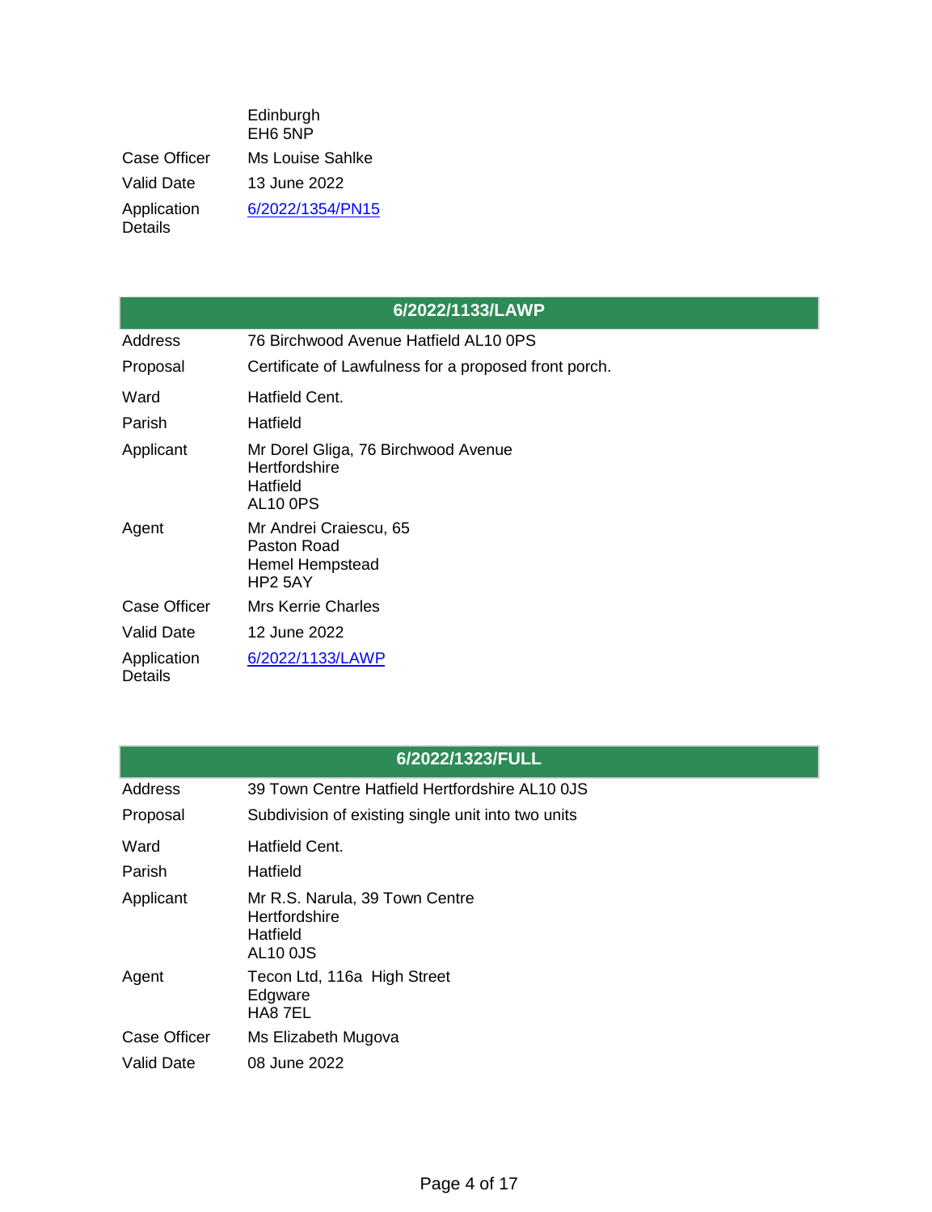| | |
|---|---|
| | Edinburgh<br>EH6 5NP |
| Case Officer | Ms Louise Sahlke |
| Valid Date | 13 June 2022 |
| Application Details | 6/2022/1354/PN15 |

| 6/2022/1133/LAWP | |
|---|---|
| Address | 76 Birchwood Avenue Hatfield AL10 0PS |
| Proposal | Certificate of Lawfulness for a proposed front porch. |
| Ward | Hatfield Cent. |
| Parish | Hatfield |
| Applicant | Mr Dorel Gliga, 76 Birchwood Avenue<br>Hertfordshire<br>Hatfield<br>AL10 0PS |
| Agent | Mr Andrei Craiescu, 65<br>Paston Road<br>Hemel Hempstead<br>HP2 5AY |
| Case Officer | Mrs Kerrie Charles |
| Valid Date | 12 June 2022 |
| Application Details | 6/2022/1133/LAWP |

| 6/2022/1323/FULL | |
|---|---|
| Address | 39 Town Centre Hatfield Hertfordshire AL10 0JS |
| Proposal | Subdivision of existing single unit into two units |
| Ward | Hatfield Cent. |
| Parish | Hatfield |
| Applicant | Mr R.S. Narula, 39 Town Centre<br>Hertfordshire<br>Hatfield<br>AL10 0JS |
| Agent | Tecon Ltd, 116a High Street<br>Edgware<br>HA8 7EL |
| Case Officer | Ms Elizabeth Mugova |
| Valid Date | 08 June 2022 |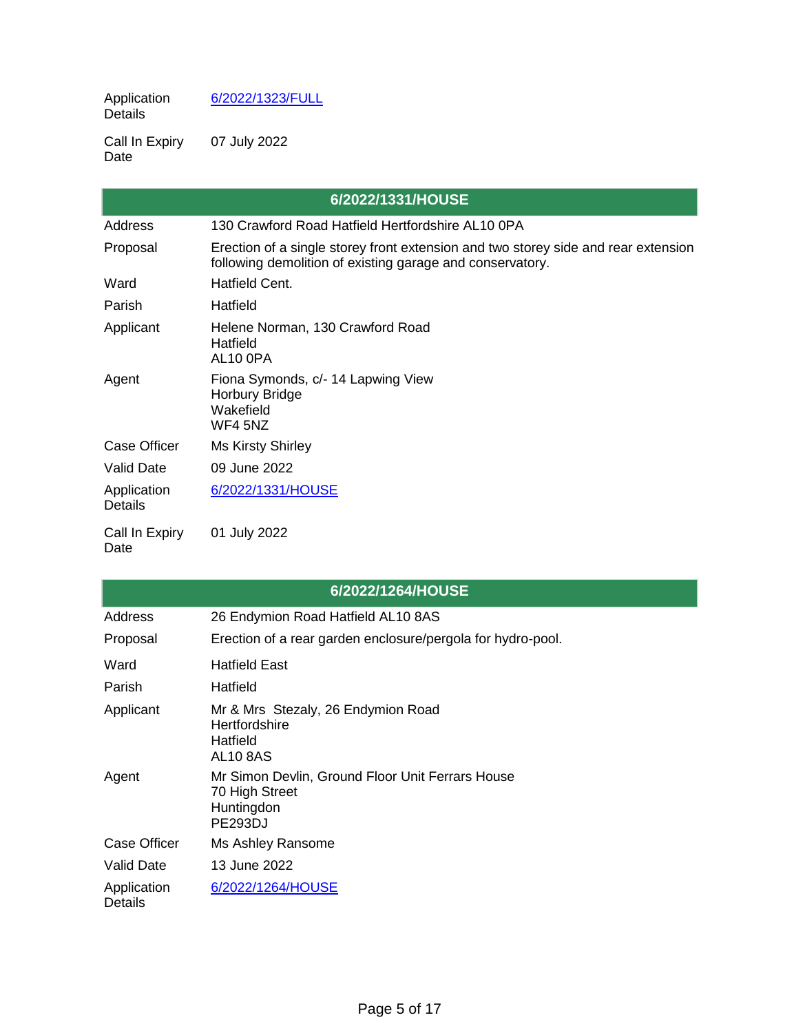| | |
|---|---|
| Application Details | 6/2022/1323/FULL |
| Call In Expiry Date | 07 July 2022 |

| 6/2022/1331/HOUSE | |
|---|---|
| Address | 130 Crawford Road Hatfield Hertfordshire AL10 0PA |
| Proposal | Erection of a single storey front extension and two storey side and rear extension following demolition of existing garage and conservatory. |
| Ward | Hatfield Cent. |
| Parish | Hatfield |
| Applicant | Helene Norman, 130 Crawford Road<br>Hatfield<br>AL10 0PA |
| Agent | Fiona Symonds, c/- 14 Lapwing View<br>Horbury Bridge<br>Wakefield<br>WF4 5NZ |
| Case Officer | Ms Kirsty Shirley |
| Valid Date | 09 June 2022 |
| Application Details | 6/2022/1331/HOUSE |
| Call In Expiry Date | 01 July 2022 |

| 6/2022/1264/HOUSE | |
|---|---|
| Address | 26 Endymion Road Hatfield AL10 8AS |
| Proposal | Erection of a rear garden enclosure/pergola for hydro-pool. |
| Ward | Hatfield East |
| Parish | Hatfield |
| Applicant | Mr & Mrs Stezaly, 26 Endymion Road<br>Hertfordshire<br>Hatfield<br>AL10 8AS |
| Agent | Mr Simon Devlin, Ground Floor Unit Ferrars House<br>70 High Street<br>Huntingdon<br>PE293DJ |
| Case Officer | Ms Ashley Ransome |
| Valid Date | 13 June 2022 |
| Application Details | 6/2022/1264/HOUSE |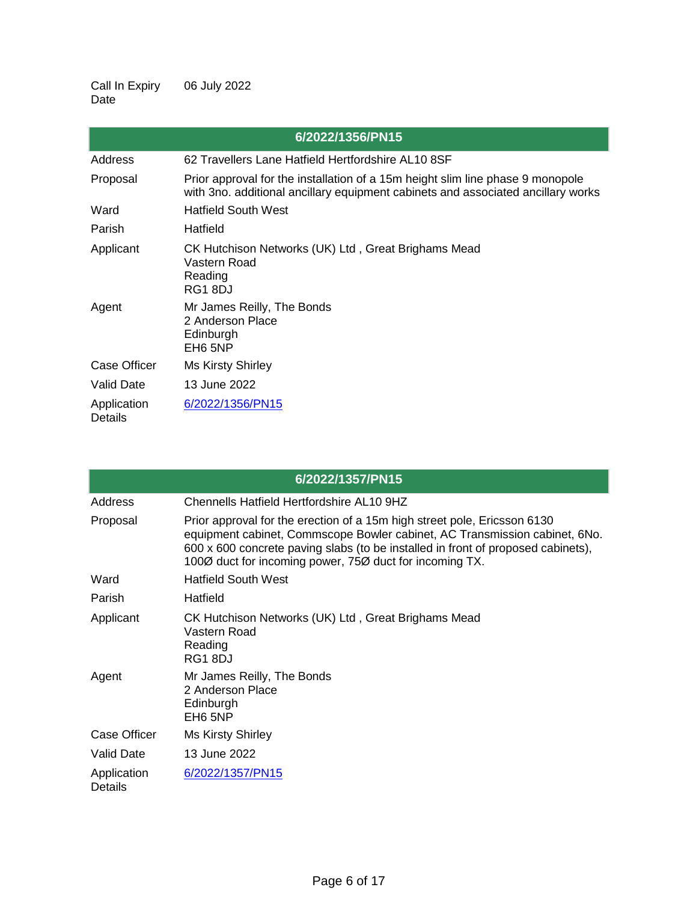| Call In Expiry Date | 06 July 2022 |
|---|---|

| 6/2022/1356/PN15 | |
|---|---|
| Address | 62 Travellers Lane Hatfield Hertfordshire AL10 8SF |
| Proposal | Prior approval for the installation of a 15m height slim line phase 9 monopole with 3no. additional ancillary equipment cabinets and associated ancillary works |
| Ward | Hatfield South West |
| Parish | Hatfield |
| Applicant | CK Hutchison Networks (UK) Ltd , Great Brighams Mead<br>Vastern Road<br>Reading<br>RG1 8DJ |
| Agent | Mr James Reilly, The Bonds<br>2 Anderson Place<br>Edinburgh<br>EH6 5NP |
| Case Officer | Ms Kirsty Shirley |
| Valid Date | 13 June 2022 |
| Application Details | 6/2022/1356/PN15 |

| 6/2022/1357/PN15 | |
|---|---|
| Address | Chennells Hatfield Hertfordshire AL10 9HZ |
| Proposal | Prior approval for the erection of a 15m high street pole, Ericsson 6130 equipment cabinet, Commscope Bowler cabinet, AC Transmission cabinet, 6No. 600 x 600 concrete paving slabs (to be installed in front of proposed cabinets), 100Ø duct for incoming power, 75Ø duct for incoming TX. |
| Ward | Hatfield South West |
| Parish | Hatfield |
| Applicant | CK Hutchison Networks (UK) Ltd , Great Brighams Mead<br>Vastern Road<br>Reading<br>RG1 8DJ |
| Agent | Mr James Reilly, The Bonds<br>2 Anderson Place<br>Edinburgh<br>EH6 5NP |
| Case Officer | Ms Kirsty Shirley |
| Valid Date | 13 June 2022 |
| Application Details | 6/2022/1357/PN15 |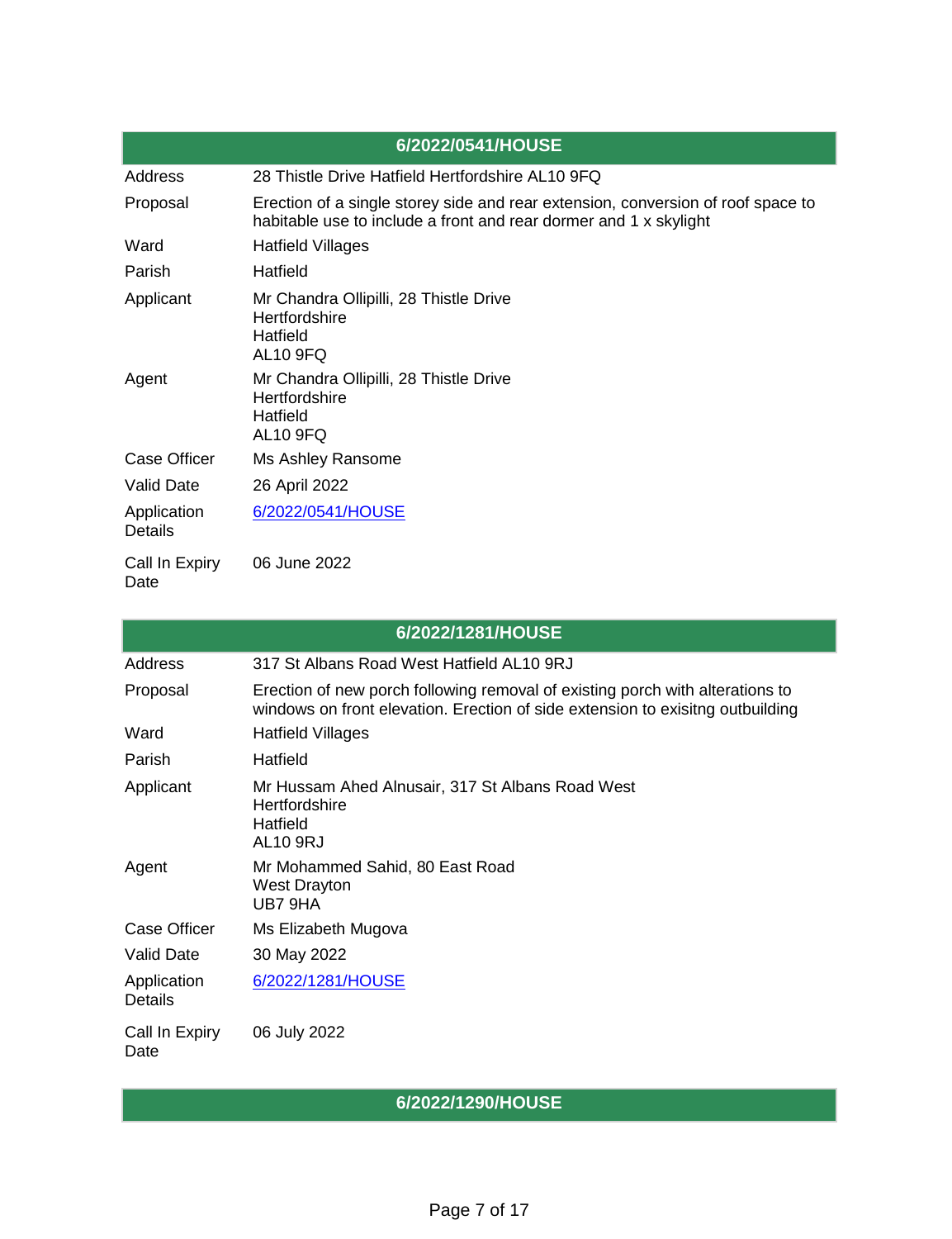| 6/2022/0541/HOUSE | |
|---|---|
| Address | 28 Thistle Drive Hatfield Hertfordshire AL10 9FQ |
| Proposal | Erection of a single storey side and rear extension, conversion of roof space to habitable use to include a front and rear dormer and 1 x skylight |
| Ward | Hatfield Villages |
| Parish | Hatfield |
| Applicant | Mr Chandra Ollipilli, 28 Thistle Drive<br>Hertfordshire<br>Hatfield<br>AL10 9FQ |
| Agent | Mr Chandra Ollipilli, 28 Thistle Drive<br>Hertfordshire<br>Hatfield<br>AL10 9FQ |
| Case Officer | Ms Ashley Ransome |
| Valid Date | 26 April 2022 |
| Application Details | 6/2022/0541/HOUSE |
| Call In Expiry Date | 06 June 2022 |

| 6/2022/1281/HOUSE | |
|---|---|
| Address | 317 St Albans Road West Hatfield AL10 9RJ |
| Proposal | Erection of new porch following removal of existing porch with alterations to windows on front elevation. Erection of side extension to exisitng outbuilding |
| Ward | Hatfield Villages |
| Parish | Hatfield |
| Applicant | Mr Hussam Ahed Alnusair, 317 St Albans Road West<br>Hertfordshire<br>Hatfield<br>AL10 9RJ |
| Agent | Mr Mohammed Sahid, 80 East Road<br>West Drayton<br>UB7 9HA |
| Case Officer | Ms Elizabeth Mugova |
| Valid Date | 30 May 2022 |
| Application Details | 6/2022/1281/HOUSE |
| Call In Expiry Date | 06 July 2022 |

| 6/2022/1290/HOUSE |
|---|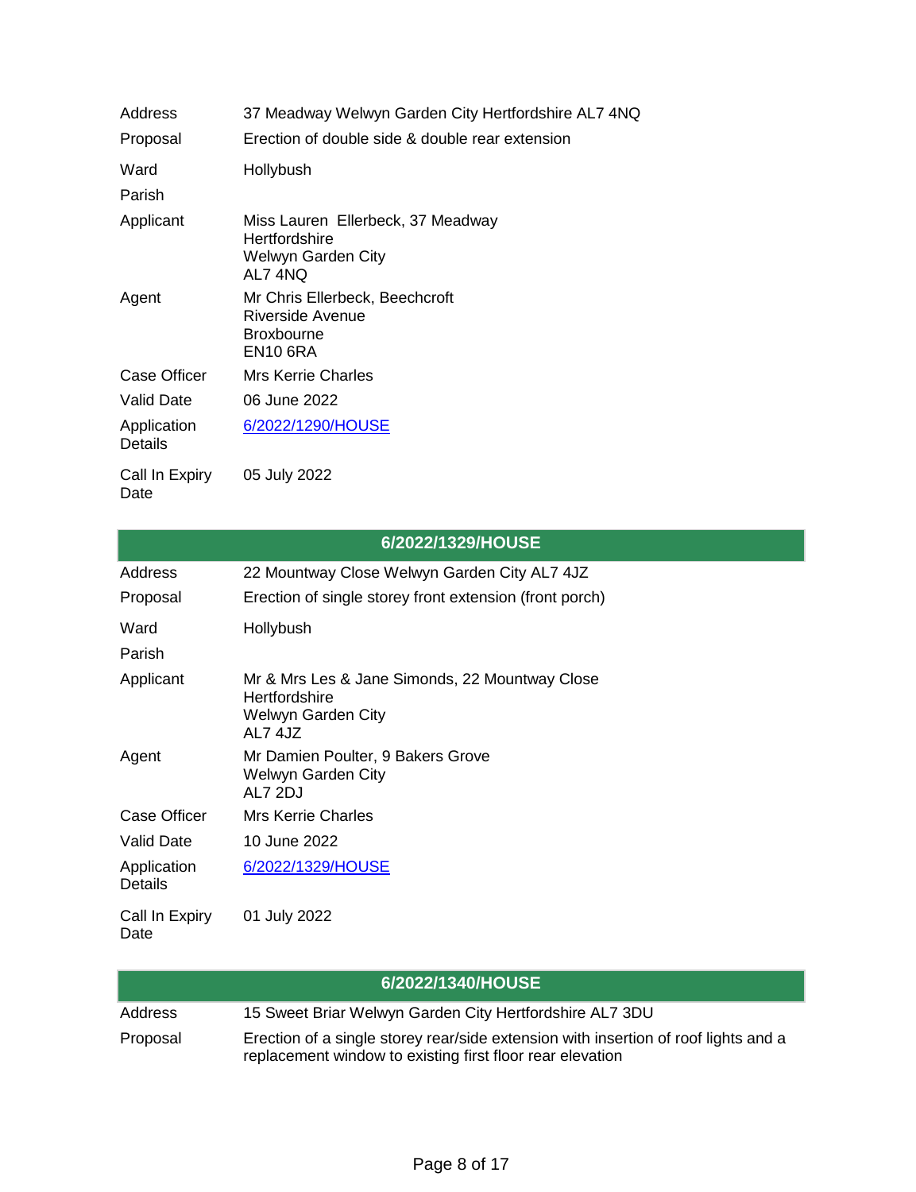| | |
|---|---|
| Address | 37 Meadway Welwyn Garden City Hertfordshire AL7 4NQ |
| Proposal | Erection of double side & double rear extension |
| Ward | Hollybush |
| Parish | |
| Applicant | Miss Lauren Ellerbeck, 37 Meadway<br>Hertfordshire<br>Welwyn Garden City<br>AL7 4NQ |
| Agent | Mr Chris Ellerbeck, Beechcroft<br>Riverside Avenue<br>Broxbourne<br>EN10 6RA |
| Case Officer | Mrs Kerrie Charles |
| Valid Date | 06 June 2022 |
| Application Details | 6/2022/1290/HOUSE |
| Call In Expiry Date | 05 July 2022 |

## 6/2022/1329/HOUSE

| | |
|---|---|
| Address | 22 Mountway Close Welwyn Garden City AL7 4JZ |
| Proposal | Erection of single storey front extension (front porch) |
| Ward | Hollybush |
| Parish | |
| Applicant | Mr & Mrs Les & Jane Simonds, 22 Mountway Close<br>Hertfordshire<br>Welwyn Garden City<br>AL7 4JZ |
| Agent | Mr Damien Poulter, 9 Bakers Grove<br>Welwyn Garden City<br>AL7 2DJ |
| Case Officer | Mrs Kerrie Charles |
| Valid Date | 10 June 2022 |
| Application Details | 6/2022/1329/HOUSE |
| Call In Expiry Date | 01 July 2022 |

## 6/2022/1340/HOUSE

| | |
|---|---|
| Address | 15 Sweet Briar Welwyn Garden City Hertfordshire AL7 3DU |
| Proposal | Erection of a single storey rear/side extension with insertion of roof lights and a replacement window to existing first floor rear elevation |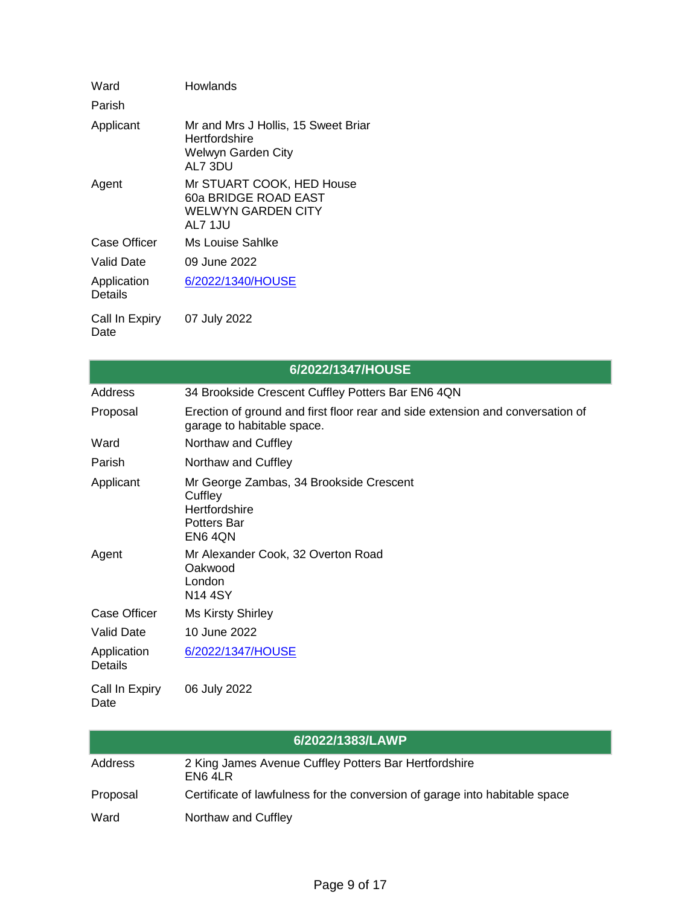| | |
|---|---|
| Ward | Howlands |
| Parish | |
| Applicant | Mr and Mrs J Hollis, 15 Sweet Briar<br>Hertfordshire<br>Welwyn Garden City<br>AL7 3DU |
| Agent | Mr STUART COOK, HED House<br>60a BRIDGE ROAD EAST<br>WELWYN GARDEN CITY<br>AL7 1JU |
| Case Officer | Ms Louise Sahlke |
| Valid Date | 09 June 2022 |
| Application Details | [6/2022/1340/HOUSE]() |
| Call In Expiry Date | 07 July 2022 |

| 6/2022/1347/HOUSE | |
|---|---|
| Address | 34 Brookside Crescent Cuffley Potters Bar EN6 4QN |
| Proposal | Erection of ground and first floor rear and side extension and conversation of garage to habitable space. |
| Ward | Northaw and Cuffley |
| Parish | Northaw and Cuffley |
| Applicant | Mr George Zambas, 34 Brookside Crescent<br>Cuffley<br>Hertfordshire<br>Potters Bar<br>EN6 4QN |
| Agent | Mr Alexander Cook, 32 Overton Road<br>Oakwood<br>London<br>N14 4SY |
| Case Officer | Ms Kirsty Shirley |
| Valid Date | 10 June 2022 |
| Application Details | [6/2022/1347/HOUSE]() |
| Call In Expiry Date | 06 July 2022 |

| 6/2022/1383/LAWP | |
|---|---|
| Address | 2 King James Avenue Cuffley Potters Bar Hertfordshire<br>EN6 4LR |
| Proposal | Certificate of lawfulness for the conversion of garage into habitable space |
| Ward | Northaw and Cuffley |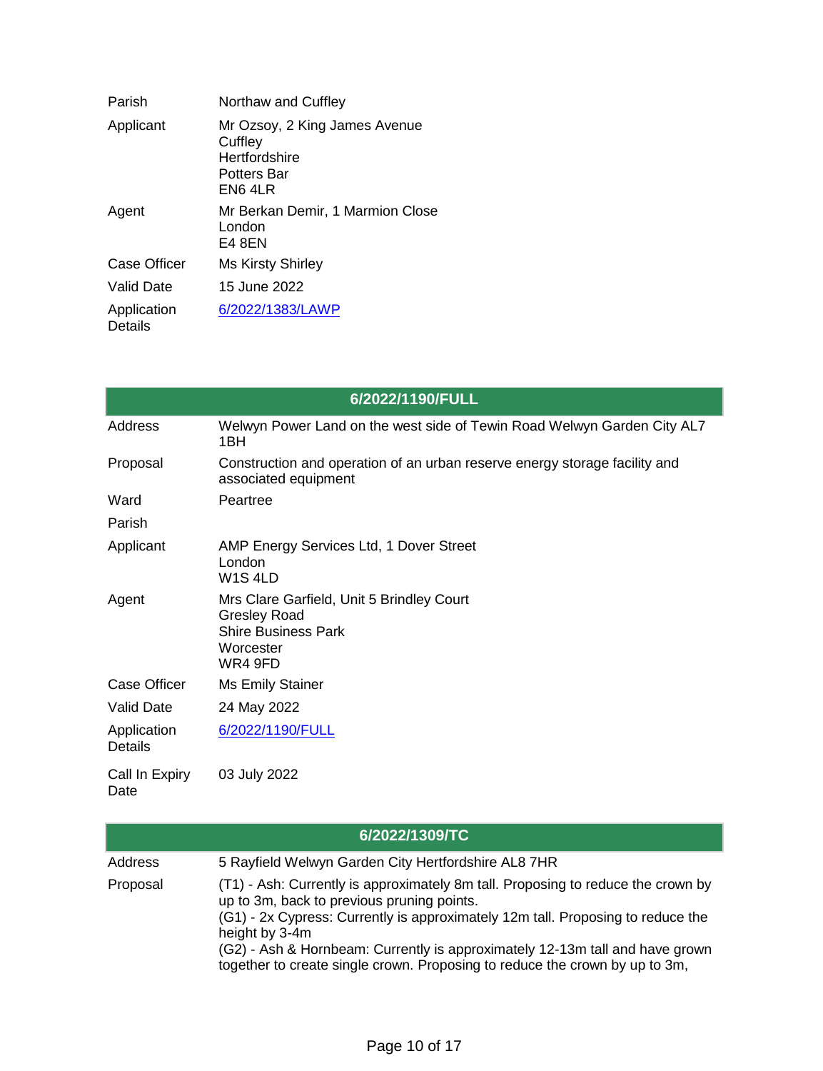| | |
|---|---|
| Parish | Northaw and Cuffley |
| Applicant | Mr Ozsoy, 2 King James Avenue<br>Cuffley<br>Hertfordshire<br>Potters Bar<br>EN6 4LR |
| Agent | Mr Berkan Demir, 1 Marmion Close<br>London<br>E4 8EN |
| Case Officer | Ms Kirsty Shirley |
| Valid Date | 15 June 2022 |
| Application Details | 6/2022/1383/LAWP |

## 6/2022/1190/FULL

| | |
|---|---|
| Address | Welwyn Power Land on the west side of Tewin Road Welwyn Garden City AL7 1BH |
| Proposal | Construction and operation of an urban reserve energy storage facility and associated equipment |
| Ward | Peartree |
| Parish | |
| Applicant | AMP Energy Services Ltd, 1 Dover Street<br>London<br>W1S 4LD |
| Agent | Mrs Clare Garfield, Unit 5 Brindley Court<br>Gresley Road<br>Shire Business Park<br>Worcester<br>WR4 9FD |
| Case Officer | Ms Emily Stainer |
| Valid Date | 24 May 2022 |
| Application Details | 6/2022/1190/FULL |
| Call In Expiry Date | 03 July 2022 |

## 6/2022/1309/TC

| | |
|---|---|
| Address | 5 Rayfield Welwyn Garden City Hertfordshire AL8 7HR |
| Proposal | (T1) - Ash: Currently is approximately 8m tall. Proposing to reduce the crown by up to 3m, back to previous pruning points.<br>(G1) - 2x Cypress: Currently is approximately 12m tall. Proposing to reduce the height by 3-4m<br>(G2) - Ash & Hornbeam: Currently is approximately 12-13m tall and have grown together to create single crown. Proposing to reduce the crown by up to 3m, |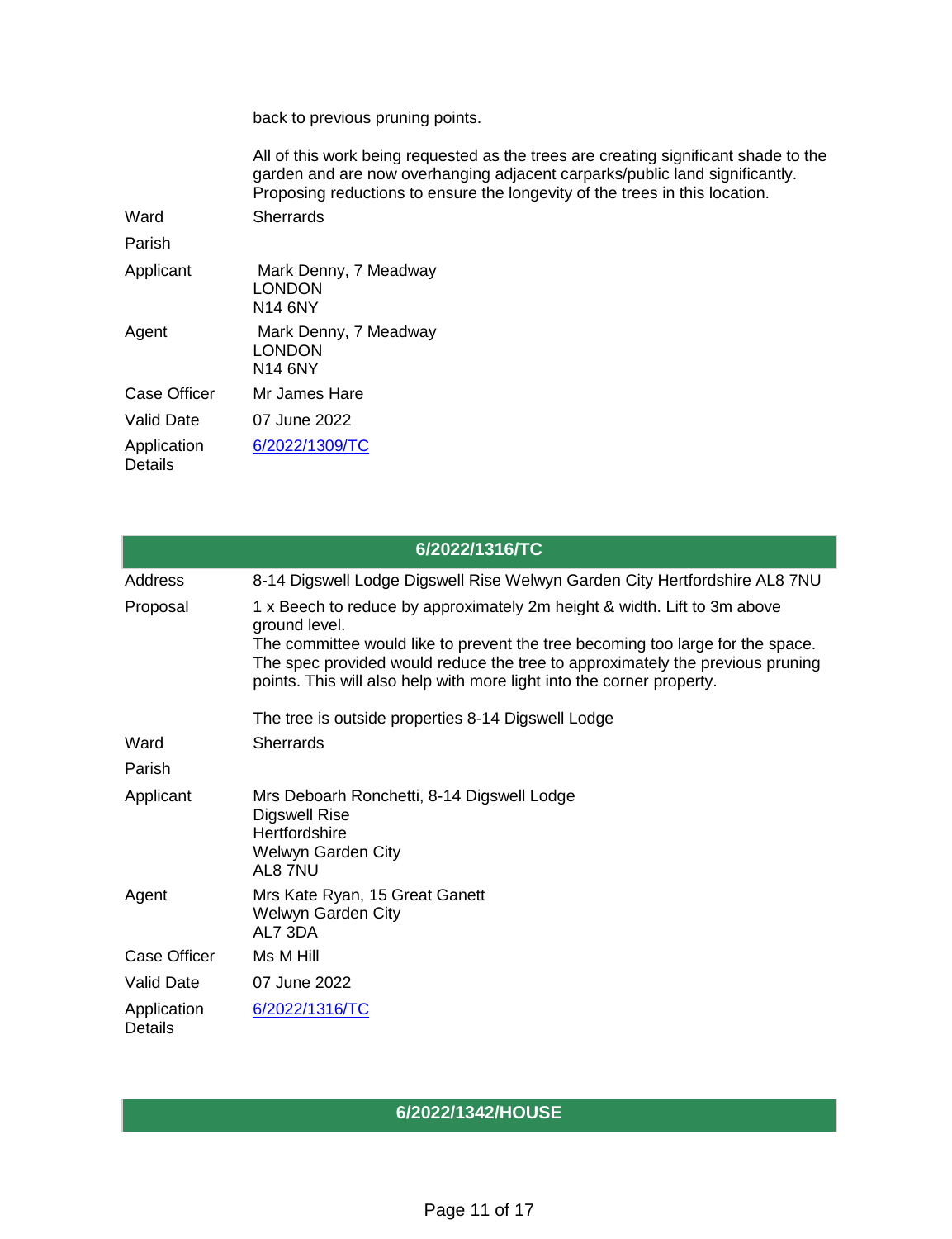| | |
|---|---|
| | back to previous pruning points.<br><br>All of this work being requested as the trees are creating significant shade to the garden and are now overhanging adjacent carparks/public land significantly. Proposing reductions to ensure the longevity of the trees in this location. |
| Ward | Sherrards |
| Parish | |
| Applicant | Mark Denny, 7 Meadway<br>LONDON<br>N14 6NY |
| Agent | Mark Denny, 7 Meadway<br>LONDON<br>N14 6NY |
| Case Officer | Mr James Hare |
| Valid Date | 07 June 2022 |
| Application Details | 6/2022/1309/TC |

## 6/2022/1316/TC

| | |
|---|---|
| Address | 8-14 Digswell Lodge Digswell Rise Welwyn Garden City Hertfordshire AL8 7NU |
| Proposal | 1 x Beech to reduce by approximately 2m height & width. Lift to 3m above ground level.<br>The committee would like to prevent the tree becoming too large for the space. The spec provided would reduce the tree to approximately the previous pruning points. This will also help with more light into the corner property.<br><br>The tree is outside properties 8-14 Digswell Lodge |
| Ward | Sherrards |
| Parish | |
| Applicant | Mrs Deboarh Ronchetti, 8-14 Digswell Lodge<br>Digswell Rise<br>Hertfordshire<br>Welwyn Garden City<br>AL8 7NU |
| Agent | Mrs Kate Ryan, 15 Great Ganett<br>Welwyn Garden City<br>AL7 3DA |
| Case Officer | Ms M Hill |
| Valid Date | 07 June 2022 |
| Application Details | 6/2022/1316/TC |

## 6/2022/1342/HOUSE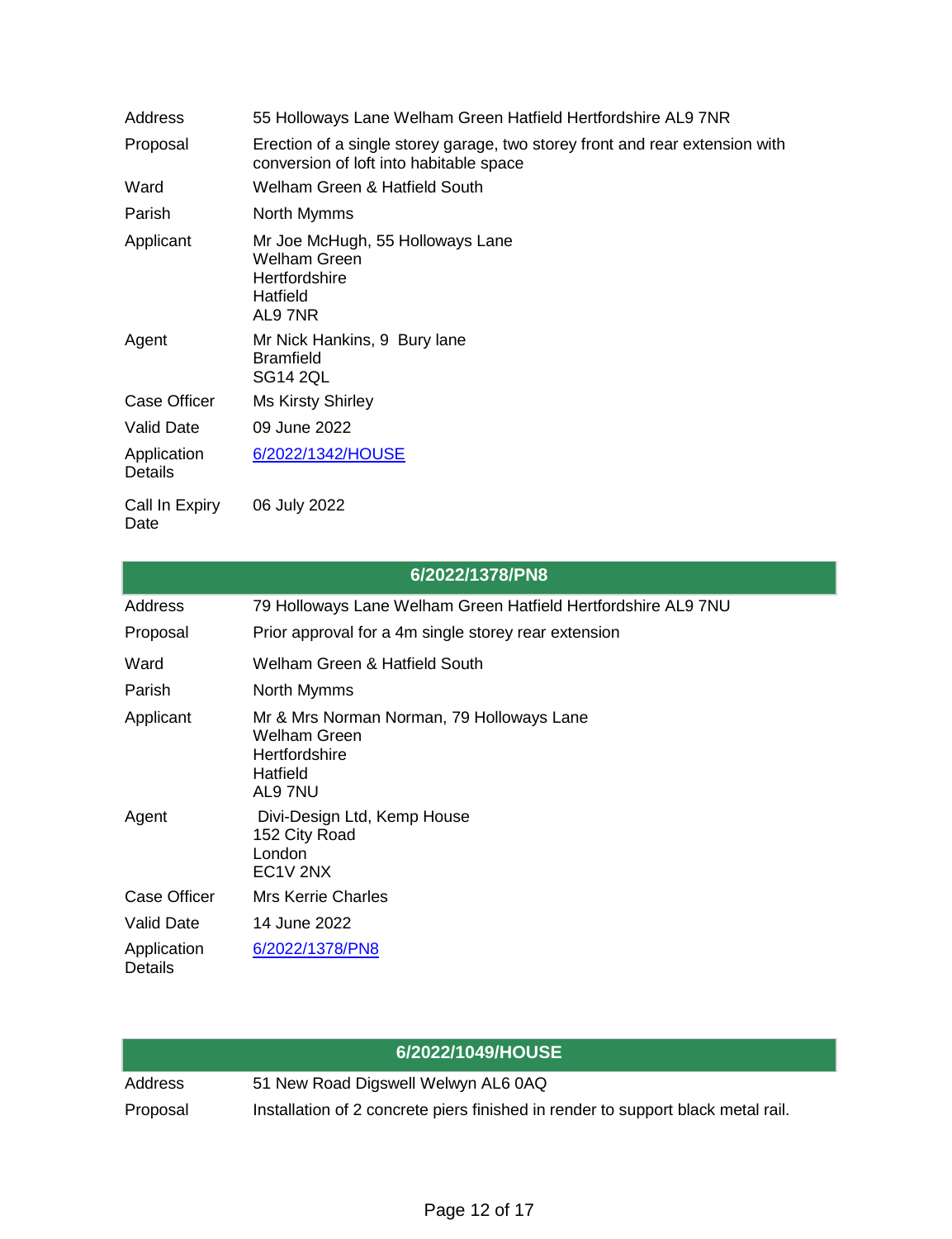| | |
|---|---|
| Address | 55 Holloways Lane Welham Green Hatfield Hertfordshire AL9 7NR |
| Proposal | Erection of a single storey garage, two storey front and rear extension with conversion of loft into habitable space |
| Ward | Welham Green & Hatfield South |
| Parish | North Mymms |
| Applicant | Mr Joe McHugh, 55 Holloways Lane<br>Welham Green<br>Hertfordshire<br>Hatfield<br>AL9 7NR |
| Agent | Mr Nick Hankins, 9 Bury lane<br>Bramfield<br>SG14 2QL |
| Case Officer | Ms Kirsty Shirley |
| Valid Date | 09 June 2022 |
| Application Details | 6/2022/1342/HOUSE |
| Call In Expiry Date | 06 July 2022 |

## 6/2022/1378/PN8

| | |
|---|---|
| Address | 79 Holloways Lane Welham Green Hatfield Hertfordshire AL9 7NU |
| Proposal | Prior approval for a 4m single storey rear extension |
| Ward | Welham Green & Hatfield South |
| Parish | North Mymms |
| Applicant | Mr & Mrs Norman Norman, 79 Holloways Lane<br>Welham Green<br>Hertfordshire<br>Hatfield<br>AL9 7NU |
| Agent | Divi-Design Ltd, Kemp House<br>152 City Road<br>London<br>EC1V 2NX |
| Case Officer | Mrs Kerrie Charles |
| Valid Date | 14 June 2022 |
| Application Details | 6/2022/1378/PN8 |

## 6/2022/1049/HOUSE

| | |
|---|---|
| Address | 51 New Road Digswell Welwyn AL6 0AQ |
| Proposal | Installation of 2 concrete piers finished in render to support black metal rail. |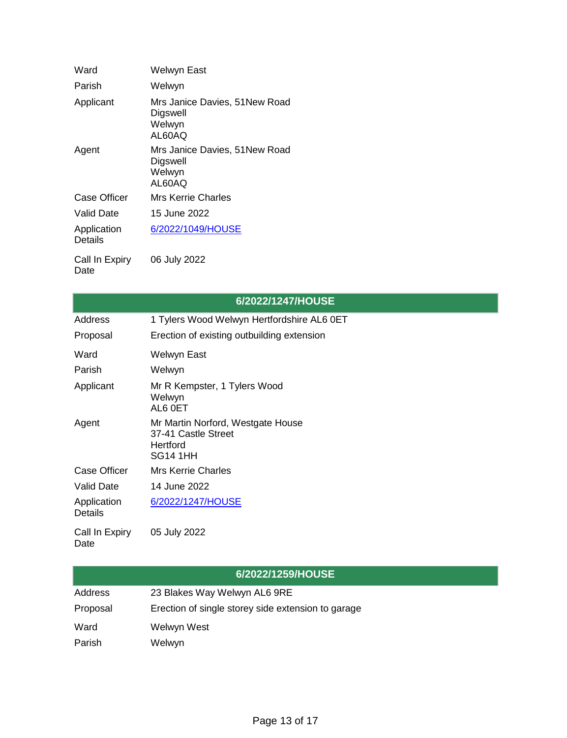| | |
|---|---|
| Ward | Welwyn East |
| Parish | Welwyn |
| Applicant | Mrs Janice Davies, 51New Road<br>Digswell<br>Welwyn<br>AL60AQ |
| Agent | Mrs Janice Davies, 51New Road<br>Digswell<br>Welwyn<br>AL60AQ |
| Case Officer | Mrs Kerrie Charles |
| Valid Date | 15 June 2022 |
| Application Details | 6/2022/1049/HOUSE |
| Call In Expiry Date | 06 July 2022 |

| 6/2022/1247/HOUSE | |
|---|---|
| Address | 1 Tylers Wood Welwyn Hertfordshire AL6 0ET |
| Proposal | Erection of existing outbuilding extension |
| Ward | Welwyn East |
| Parish | Welwyn |
| Applicant | Mr R Kempster, 1 Tylers Wood<br>Welwyn<br>AL6 0ET |
| Agent | Mr Martin Norford, Westgate House<br>37-41 Castle Street<br>Hertford<br>SG14 1HH |
| Case Officer | Mrs Kerrie Charles |
| Valid Date | 14 June 2022 |
| Application Details | 6/2022/1247/HOUSE |
| Call In Expiry Date | 05 July 2022 |

| 6/2022/1259/HOUSE | |
|---|---|
| Address | 23 Blakes Way Welwyn AL6 9RE |
| Proposal | Erection of single storey side extension to garage |
| Ward | Welwyn West |
| Parish | Welwyn |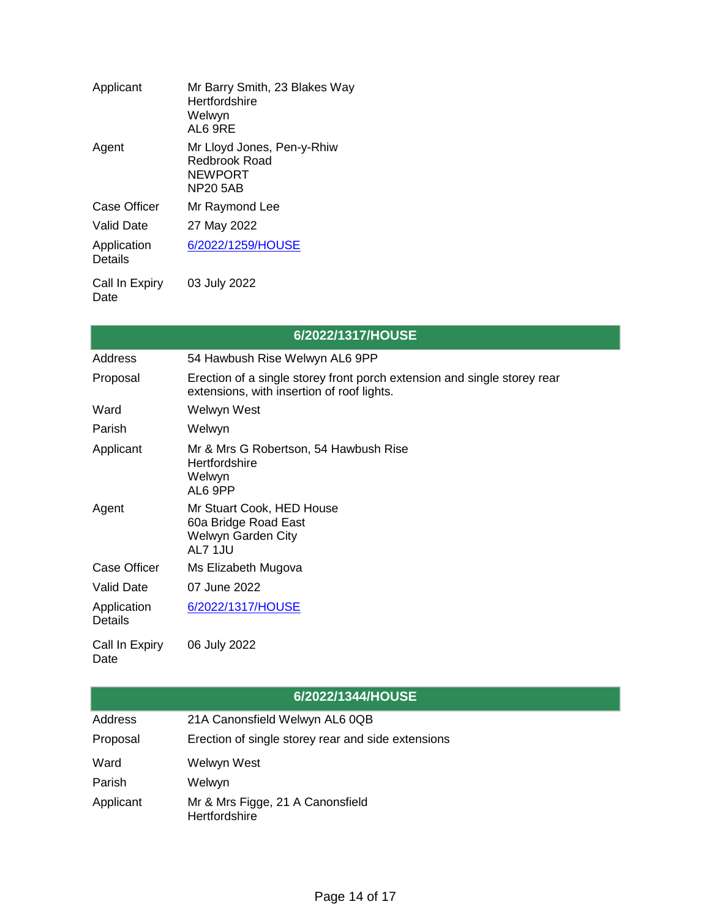| | |
|---|---|
| Applicant | Mr Barry Smith, 23 Blakes Way<br>Hertfordshire<br>Welwyn<br>AL6 9RE |
| Agent | Mr Lloyd Jones, Pen-y-Rhiw<br>Redbrook Road<br>NEWPORT<br>NP20 5AB |
| Case Officer | Mr Raymond Lee |
| Valid Date | 27 May 2022 |
| Application Details | 6/2022/1259/HOUSE |
| Call In Expiry Date | 03 July 2022 |

| 6/2022/1317/HOUSE | |
|---|---|
| Address | 54 Hawbush Rise Welwyn AL6 9PP |
| Proposal | Erection of a single storey front porch extension and single storey rear extensions, with insertion of roof lights. |
| Ward | Welwyn West |
| Parish | Welwyn |
| Applicant | Mr & Mrs G Robertson, 54 Hawbush Rise<br>Hertfordshire<br>Welwyn<br>AL6 9PP |
| Agent | Mr Stuart Cook, HED House<br>60a Bridge Road East<br>Welwyn Garden City<br>AL7 1JU |
| Case Officer | Ms Elizabeth Mugova |
| Valid Date | 07 June 2022 |
| Application Details | 6/2022/1317/HOUSE |
| Call In Expiry Date | 06 July 2022 |

| 6/2022/1344/HOUSE | |
|---|---|
| Address | 21A Canonsfield Welwyn AL6 0QB |
| Proposal | Erection of single storey rear and side extensions |
| Ward | Welwyn West |
| Parish | Welwyn |
| Applicant | Mr & Mrs Figge, 21 A Canonsfield<br>Hertfordshire |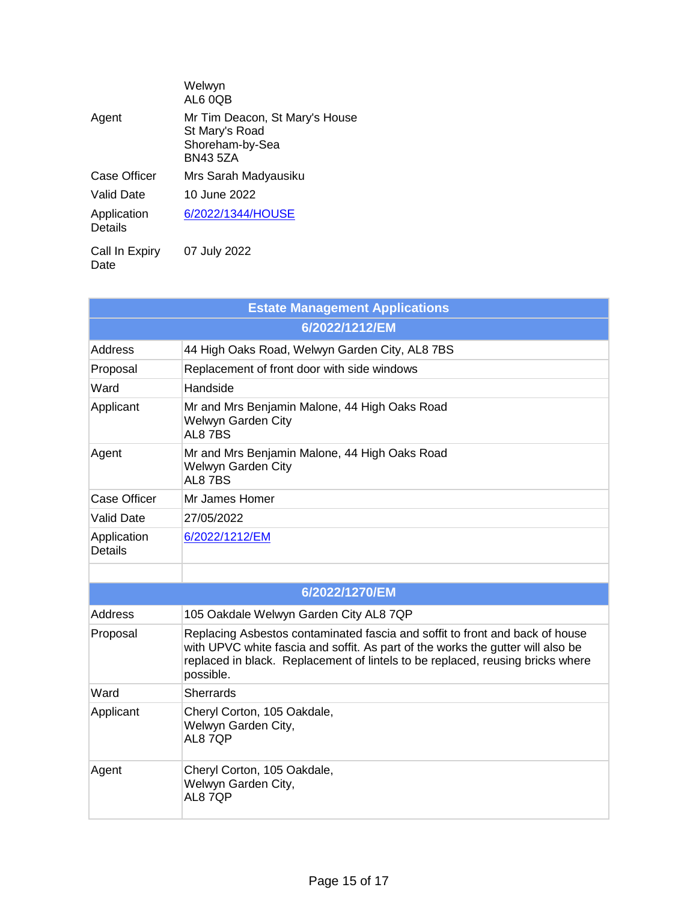| | |
|---|---|
| | Welwyn<br>AL6 0QB |
| Agent | Mr Tim Deacon, St Mary's House<br>St Mary's Road<br>Shoreham-by-Sea<br>BN43 5ZA |
| Case Officer | Mrs Sarah Madyausiku |
| Valid Date | 10 June 2022 |
| Application Details | 6/2022/1344/HOUSE |
| Call In Expiry Date | 07 July 2022 |

| Estate Management Applications | |
|---|---|
| **6/2022/1212/EM** | |
| Address | 44 High Oaks Road, Welwyn Garden City, AL8 7BS |
| Proposal | Replacement of front door with side windows |
| Ward | Handside |
| Applicant | Mr and Mrs Benjamin Malone, 44 High Oaks Road<br>Welwyn Garden City<br>AL8 7BS |
| Agent | Mr and Mrs Benjamin Malone, 44 High Oaks Road<br>Welwyn Garden City<br>AL8 7BS |
| Case Officer | Mr James Homer |
| Valid Date | 27/05/2022 |
| Application Details | 6/2022/1212/EM |
| | |
| **6/2022/1270/EM** | |
| Address | 105 Oakdale Welwyn Garden City AL8 7QP |
| Proposal | Replacing Asbestos contaminated fascia and soffit to front and back of house with UPVC white fascia and soffit. As part of the works the gutter will also be replaced in black. Replacement of lintels to be replaced, reusing bricks where possible. |
| Ward | Sherrards |
| Applicant | Cheryl Corton, 105 Oakdale,<br>Welwyn Garden City,<br>AL8 7QP |
| Agent | Cheryl Corton, 105 Oakdale,<br>Welwyn Garden City,<br>AL8 7QP |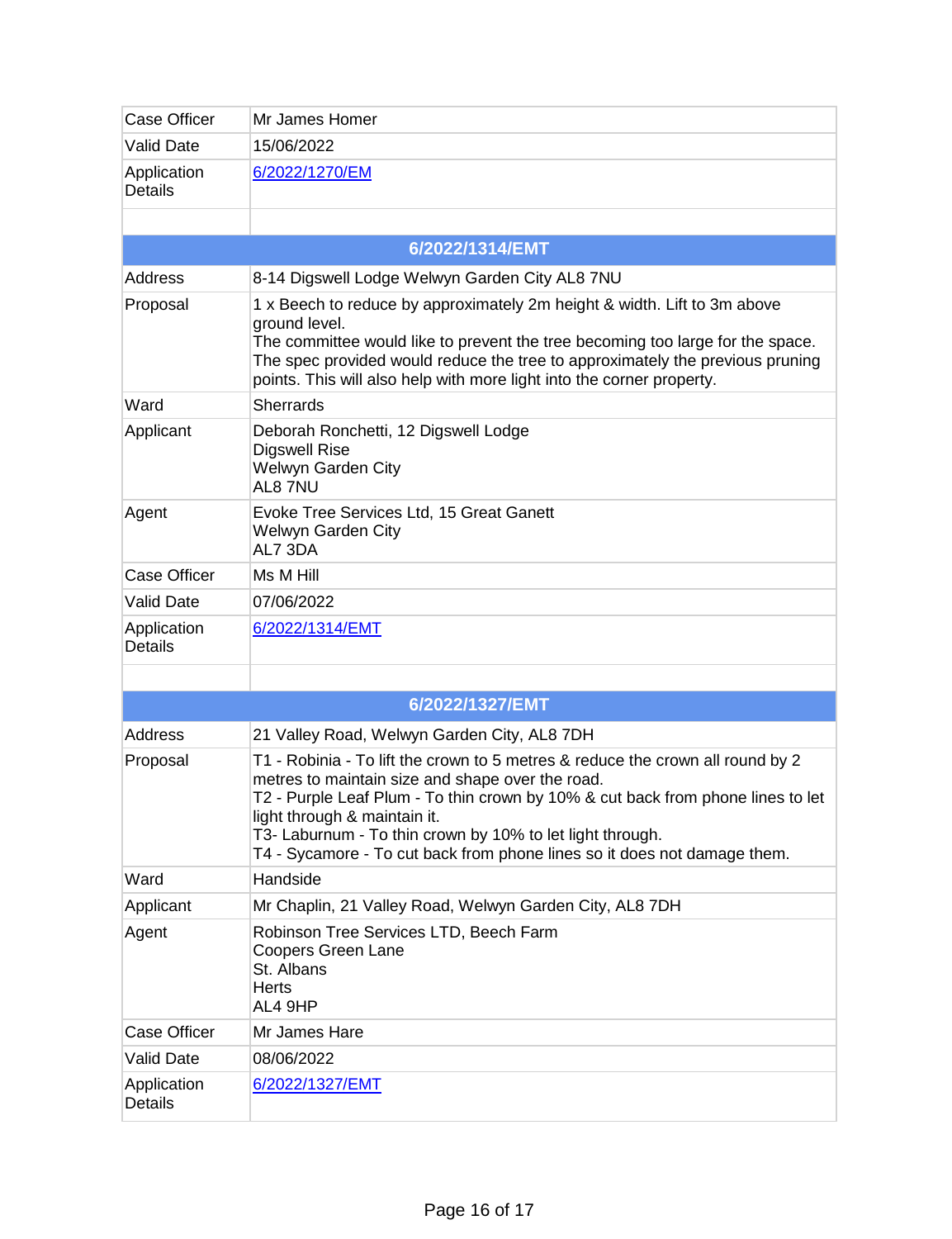| | |
|---|---|
| Case Officer | Mr James Homer |
| Valid Date | 15/06/2022 |
| Application Details | 6/2022/1270/EM |

| **6/2022/1314/EMT** | |
|---|---|
| Address | 8-14 Digswell Lodge Welwyn Garden City AL8 7NU |
| Proposal | 1 x Beech to reduce by approximately 2m height & width. Lift to 3m above ground level.<br>The committee would like to prevent the tree becoming too large for the space. The spec provided would reduce the tree to approximately the previous pruning points. This will also help with more light into the corner property. |
| Ward | Sherrards |
| Applicant | Deborah Ronchetti, 12 Digswell Lodge<br>Digswell Rise<br>Welwyn Garden City<br>AL8 7NU |
| Agent | Evoke Tree Services Ltd, 15 Great Ganett<br>Welwyn Garden City<br>AL7 3DA |
| Case Officer | Ms M Hill |
| Valid Date | 07/06/2022 |
| Application Details | 6/2022/1314/EMT |

| **6/2022/1327/EMT** | |
|---|---|
| Address | 21 Valley Road, Welwyn Garden City, AL8 7DH |
| Proposal | T1 - Robinia - To lift the crown to 5 metres & reduce the crown all round by 2 metres to maintain size and shape over the road.<br>T2 - Purple Leaf Plum - To thin crown by 10% & cut back from phone lines to let light through & maintain it.<br>T3- Laburnum - To thin crown by 10% to let light through.<br>T4 - Sycamore - To cut back from phone lines so it does not damage them. |
| Ward | Handside |
| Applicant | Mr Chaplin, 21 Valley Road, Welwyn Garden City, AL8 7DH |
| Agent | Robinson Tree Services LTD, Beech Farm<br>Coopers Green Lane<br>St. Albans<br>Herts<br>AL4 9HP |
| Case Officer | Mr James Hare |
| Valid Date | 08/06/2022 |
| Application Details | 6/2022/1327/EMT |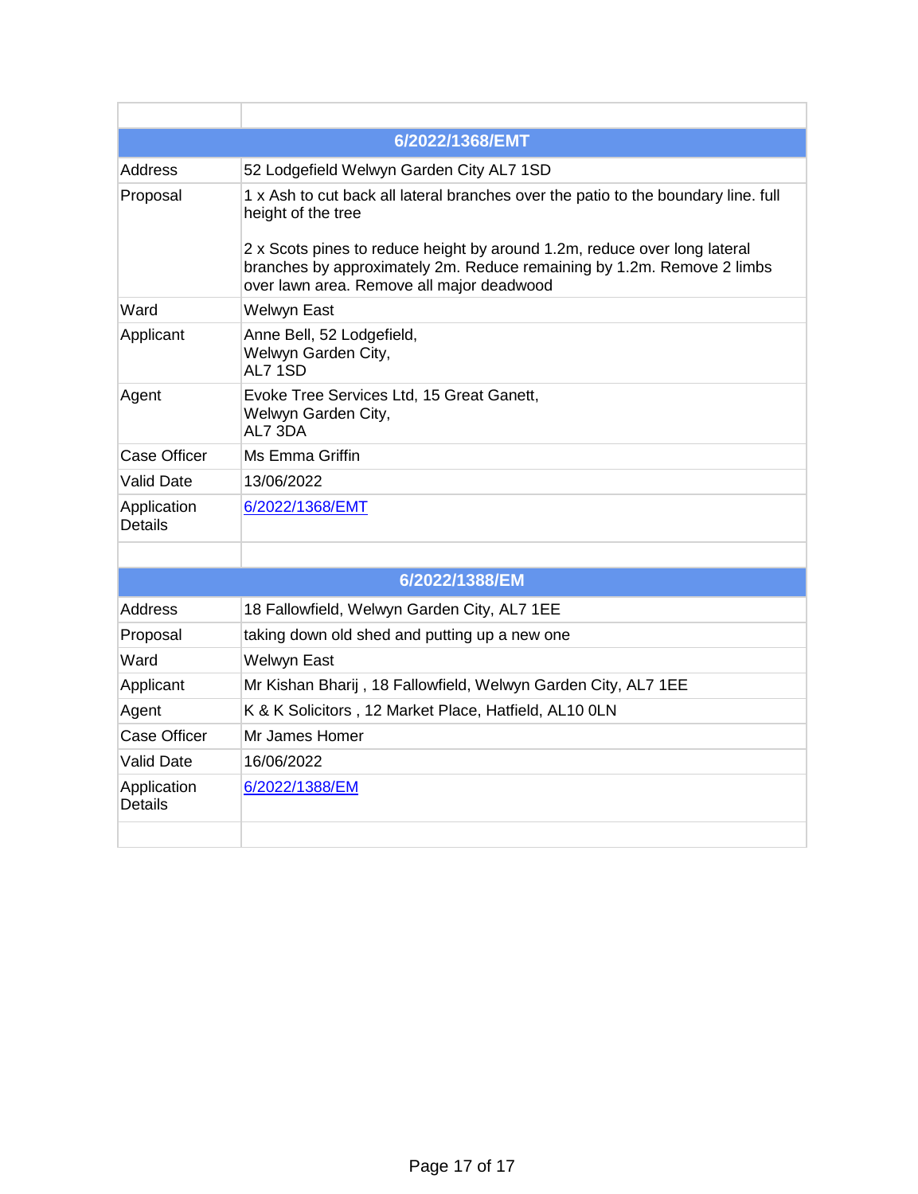| | |
|---|---|
| **6/2022/1368/EMT** | |
| Address | 52 Lodgefield Welwyn Garden City AL7 1SD |
| Proposal | 1 x Ash to cut back all lateral branches over the patio to the boundary line. full height of the tree<br><br>2 x Scots pines to reduce height by around 1.2m, reduce over long lateral branches by approximately 2m. Reduce remaining by 1.2m. Remove 2 limbs over lawn area. Remove all major deadwood |
| Ward | Welwyn East |
| Applicant | Anne Bell, 52 Lodgefield,<br>Welwyn Garden City,<br>AL7 1SD |
| Agent | Evoke Tree Services Ltd, 15 Great Ganett,<br>Welwyn Garden City,<br>AL7 3DA |
| Case Officer | Ms Emma Griffin |
| Valid Date | 13/06/2022 |
| Application Details | 6/2022/1368/EMT |
| | |
| **6/2022/1388/EM** | |
| Address | 18 Fallowfield, Welwyn Garden City, AL7 1EE |
| Proposal | taking down old shed and putting up a new one |
| Ward | Welwyn East |
| Applicant | Mr Kishan Bharij , 18 Fallowfield, Welwyn Garden City, AL7 1EE |
| Agent | K & K Solicitors , 12 Market Place, Hatfield, AL10 0LN |
| Case Officer | Mr James Homer |
| Valid Date | 16/06/2022 |
| Application Details | 6/2022/1388/EM |
| | |